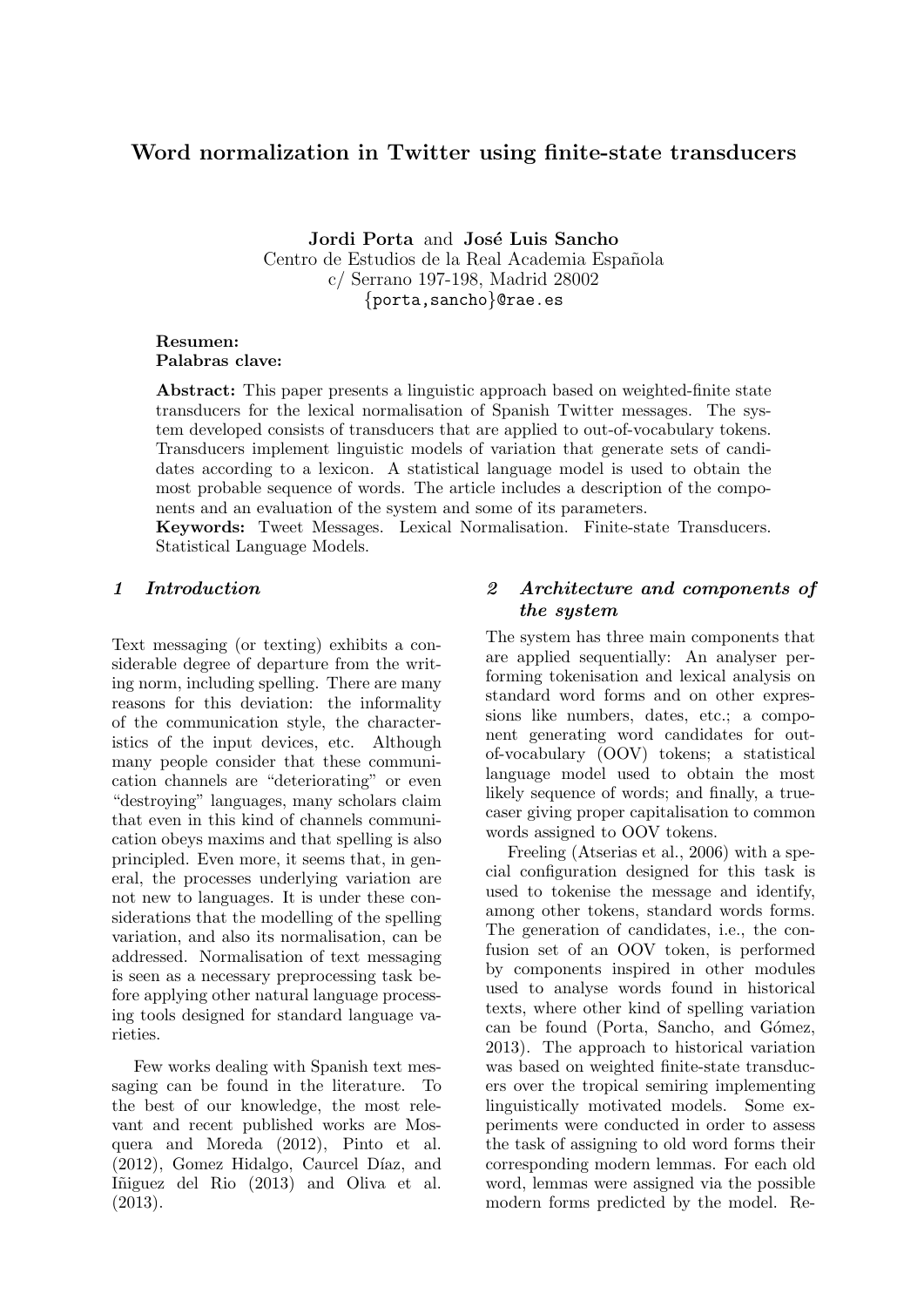# Word normalization in Twitter using finite-state transducers

**Jordi Porta** and **José Luis Sancho**
Centro de Estudios de la Real Academia Española
c/ Serrano 197-198, Madrid 28002
{porta,sancho}@rae.es

**Resumen:**
**Palabras clave:**

**Abstract:** This paper presents a linguistic approach based on weighted-finite state transducers for the lexical normalisation of Spanish Twitter messages. The system developed consists of transducers that are applied to out-of-vocabulary tokens. Transducers implement linguistic models of variation that generate sets of candidates according to a lexicon. A statistical language model is used to obtain the most probable sequence of words. The article includes a description of the components and an evaluation of the system and some of its parameters.
**Keywords:** Tweet Messages. Lexical Normalisation. Finite-state Transducers. Statistical Language Models.

## *1 Introduction*

Text messaging (or texting) exhibits a considerable degree of departure from the writing norm, including spelling. There are many reasons for this deviation: the informality of the communication style, the characteristics of the input devices, etc. Although many people consider that these communication channels are "deteriorating" or even "destroying" languages, many scholars claim that even in this kind of channels communication obeys maxims and that spelling is also principled. Even more, it seems that, in general, the processes underlying variation are not new to languages. It is under these considerations that the modelling of the spelling variation, and also its normalisation, can be addressed. Normalisation of text messaging is seen as a necessary preprocessing task before applying other natural language processing tools designed for standard language varieties.

Few works dealing with Spanish text messaging can be found in the literature. To the best of our knowledge, the most relevant and recent published works are Mosquera and Moreda (2012), Pinto et al. (2012), Gomez Hidalgo, Caurcel Díaz, and Iñiguez del Rio (2013) and Oliva et al. (2013).

## *2 Architecture and components of the system*

The system has three main components that are applied sequentially: An analyser performing tokenisation and lexical analysis on standard word forms and on other expressions like numbers, dates, etc.; a component generating word candidates for out-of-vocabulary (OOV) tokens; a statistical language model used to obtain the most likely sequence of words; and finally, a truecaser giving proper capitalisation to common words assigned to OOV tokens.

Freeling (Atserias et al., 2006) with a special configuration designed for this task is used to tokenise the message and identify, among other tokens, standard words forms. The generation of candidates, i.e., the confusion set of an OOV token, is performed by components inspired in other modules used to analyse words found in historical texts, where other kind of spelling variation can be found (Porta, Sancho, and Gómez, 2013). The approach to historical variation was based on weighted finite-state transducers over the tropical semiring implementing linguistically motivated models. Some experiments were conducted in order to assess the task of assigning to old word forms their corresponding modern lemmas. For each old word, lemmas were assigned via the possible modern forms predicted by the model. Re-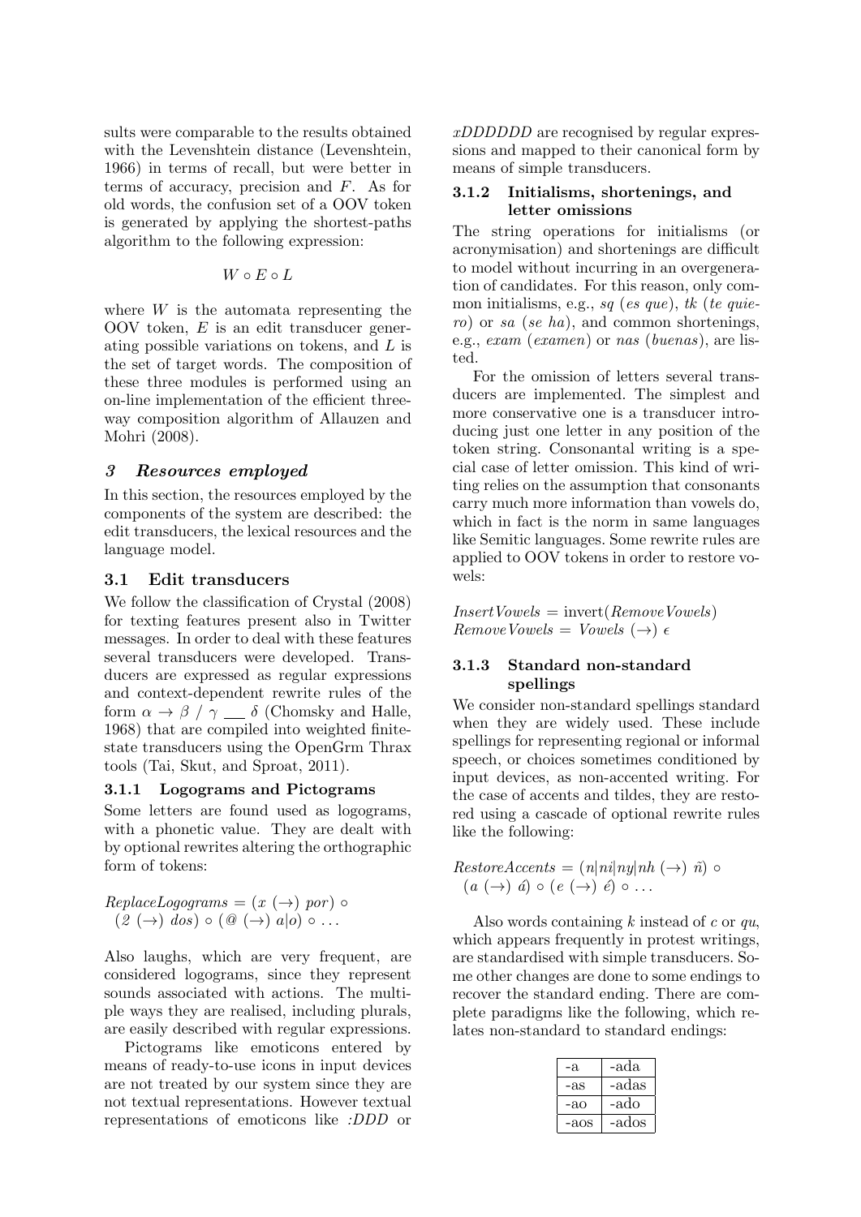sults were comparable to the results obtained with the Levenshtein distance (Levenshtein, 1966) in terms of recall, but were better in terms of accuracy, precision and $F$. As for old words, the confusion set of a OOV token is generated by applying the shortest-paths algorithm to the following expression:

$$W \circ E \circ L$$

where $W$ is the automata representing the OOV token, $E$ is an edit transducer generating possible variations on tokens, and $L$ is the set of target words. The composition of these three modules is performed using an on-line implementation of the efficient three-way composition algorithm of Allauzen and Mohri (2008).

## 3 Resources employed

In this section, the resources employed by the components of the system are described: the edit transducers, the lexical resources and the language model.

### 3.1 Edit transducers

We follow the classification of Crystal (2008) for texting features present also in Twitter messages. In order to deal with these features several transducers were developed. Transducers are expressed as regular expressions and context-dependent rewrite rules of the form $\alpha \rightarrow \beta \; / \; \gamma \_\_ \delta$ (Chomsky and Halle, 1968) that are compiled into weighted finite-state transducers using the OpenGrm Thrax tools (Tai, Skut, and Sproat, 2011).

#### 3.1.1 Logograms and Pictograms

Some letters are found used as logograms, with a phonetic value. They are dealt with by optional rewrites altering the orthographic form of tokens:

$ReplaceLogograms = (x\ (\rightarrow)\ por) \circ$
$(2\ (\rightarrow)\ dos) \circ (@\ (\rightarrow)\ a|o) \circ \ldots$

Also laughs, which are very frequent, are considered logograms, since they represent sounds associated with actions. The multiple ways they are realised, including plurals, are easily described with regular expressions.

Pictograms like emoticons entered by means of ready-to-use icons in input devices are not treated by our system since they are not textual representations. However textual representations of emoticons like *:DDD* or *xDDDDDD* are recognised by regular expressions and mapped to their canonical form by means of simple transducers.

#### 3.1.2 Initialisms, shortenings, and letter omissions

The string operations for initialisms (or acronymisation) and shortenings are difficult to model without incurring in an overgeneration of candidates. For this reason, only common initialisms, e.g., *sq* (*es que*), *tk* (*te quiero*) or *sa* (*se ha*), and common shortenings, e.g., *exam* (*examen*) or *nas* (*buenas*), are listed.

For the omission of letters several transducers are implemented. The simplest and more conservative one is a transducer introducing just one letter in any position of the token string. Consonantal writing is a special case of letter omission. This kind of writing relies on the assumption that consonants carry much more information than vowels do, which in fact is the norm in same languages like Semitic languages. Some rewrite rules are applied to OOV tokens in order to restore vowels:

$InsertVowels = \text{invert}(RemoveVowels)$
$RemoveVowels = Vowels\ (\rightarrow)\ \epsilon$

#### 3.1.3 Standard non-standard spellings

We consider non-standard spellings standard when they are widely used. These include spellings for representing regional or informal speech, or choices sometimes conditioned by input devices, as non-accented writing. For the case of accents and tildes, they are restored using a cascade of optional rewrite rules like the following:

$RestoreAccents = (n|ni|ny|nh\ (\rightarrow)\ ñ) \circ$
$(a\ (\rightarrow)\ á) \circ (e\ (\rightarrow)\ é) \circ \ldots$

Also words containing *k* instead of *c* or *qu*, which appears frequently in protest writings, are standardised with simple transducers. Some other changes are done to some endings to recover the standard ending. There are complete paradigms like the following, which relates non-standard to standard endings:

| -a | -ada |
|---|---|
| -as | -adas |
| -ao | -ado |
| -aos | -ados |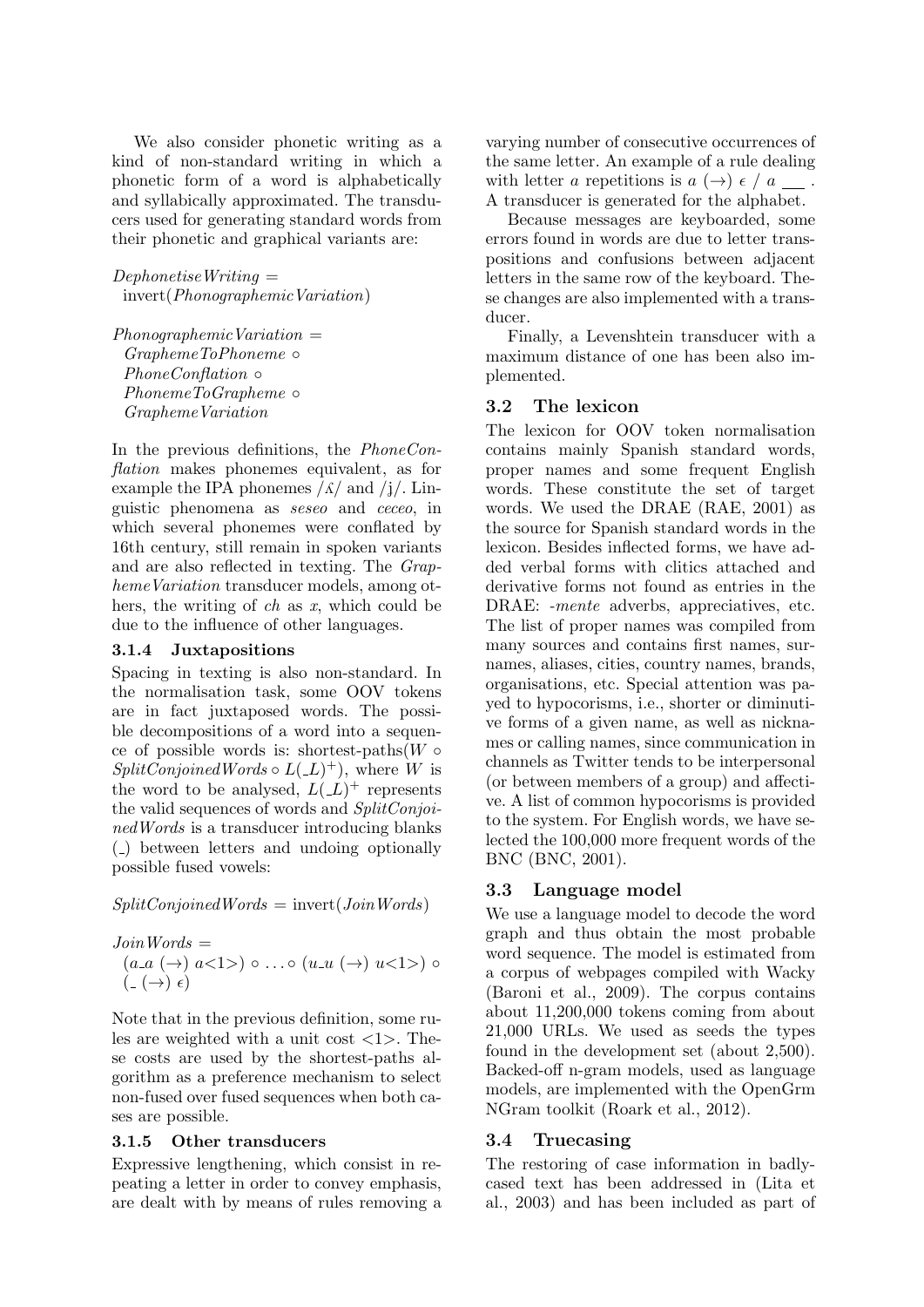We also consider phonetic writing as a kind of non-standard writing in which a phonetic form of a word is alphabetically and syllabically approximated. The transducers used for generating standard words from their phonetic and graphical variants are:

*DephonetiseWriting* = invert(*PhonographemicVariation*)

*PhonographemicVariation* =
*GraphemeToPhoneme* ∘
*PhoneConflation* ∘
*PhonemeToGrapheme* ∘
*GraphemeVariation*

In the previous definitions, the *PhoneConflation* makes phonemes equivalent, as for example the IPA phonemes /ʎ/ and /j/. Linguistic phenomena as *seseo* and *ceceo*, in which several phonemes were conflated by 16th century, still remain in spoken variants and are also reflected in texting. The *GraphemeVariation* transducer models, among others, the writing of *ch* as *x*, which could be due to the influence of other languages.

#### 3.1.4 Juxtapositions

Spacing in texting is also non-standard. In the normalisation task, some OOV tokens are in fact juxtaposed words. The possible decompositions of a word into a sequence of possible words is: shortest-paths($W \circ$ *SplitConjoinedWords* $\circ\, L(\_L)^{+}$), where $W$ is the word to be analysed, $L(\_L)^{+}$ represents the valid sequences of words and *SplitConjoinedWords* is a transducer introducing blanks (_) between letters and undoing optionally possible fused vowels:

*SplitConjoinedWords* = invert(*JoinWords*)

*JoinWords* =
$(a\_a\ (\rightarrow)\ a{<}1{>}) \circ \ldots \circ (u\_u\ (\rightarrow)\ u{<}1{>}) \circ$
$(\_\ (\rightarrow)\ \epsilon)$

Note that in the previous definition, some rules are weighted with a unit cost <1>. These costs are used by the shortest-paths algorithm as a preference mechanism to select non-fused over fused sequences when both cases are possible.

#### 3.1.5 Other transducers

Expressive lengthening, which consist in repeating a letter in order to convey emphasis, are dealt with by means of rules removing a varying number of consecutive occurrences of the same letter. An example of a rule dealing with letter $a$ repetitions is $a\ (\rightarrow)\ \epsilon\ /\ a\ \_\_$ . A transducer is generated for the alphabet.

Because messages are keyboarded, some errors found in words are due to letter transpositions and confusions between adjacent letters in the same row of the keyboard. These changes are also implemented with a transducer.

Finally, a Levenshtein transducer with a maximum distance of one has been also implemented.

### 3.2 The lexicon

The lexicon for OOV token normalisation contains mainly Spanish standard words, proper names and some frequent English words. These constitute the set of target words. We used the DRAE (RAE, 2001) as the source for Spanish standard words in the lexicon. Besides inflected forms, we have added verbal forms with clitics attached and derivative forms not found as entries in the DRAE: *-mente* adverbs, appreciatives, etc. The list of proper names was compiled from many sources and contains first names, surnames, aliases, cities, country names, brands, organisations, etc. Special attention was payed to hypocorisms, i.e., shorter or diminutive forms of a given name, as well as nicknames or calling names, since communication in channels as Twitter tends to be interpersonal (or between members of a group) and affective. A list of common hypocorisms is provided to the system. For English words, we have selected the 100,000 more frequent words of the BNC (BNC, 2001).

### 3.3 Language model

We use a language model to decode the word graph and thus obtain the most probable word sequence. The model is estimated from a corpus of webpages compiled with Wacky (Baroni et al., 2009). The corpus contains about 11,200,000 tokens coming from about 21,000 URLs. We used as seeds the types found in the development set (about 2,500). Backed-off n-gram models, used as language models, are implemented with the OpenGrm NGram toolkit (Roark et al., 2012).

### 3.4 Truecasing

The restoring of case information in badly-cased text has been addressed in (Lita et al., 2003) and has been included as part of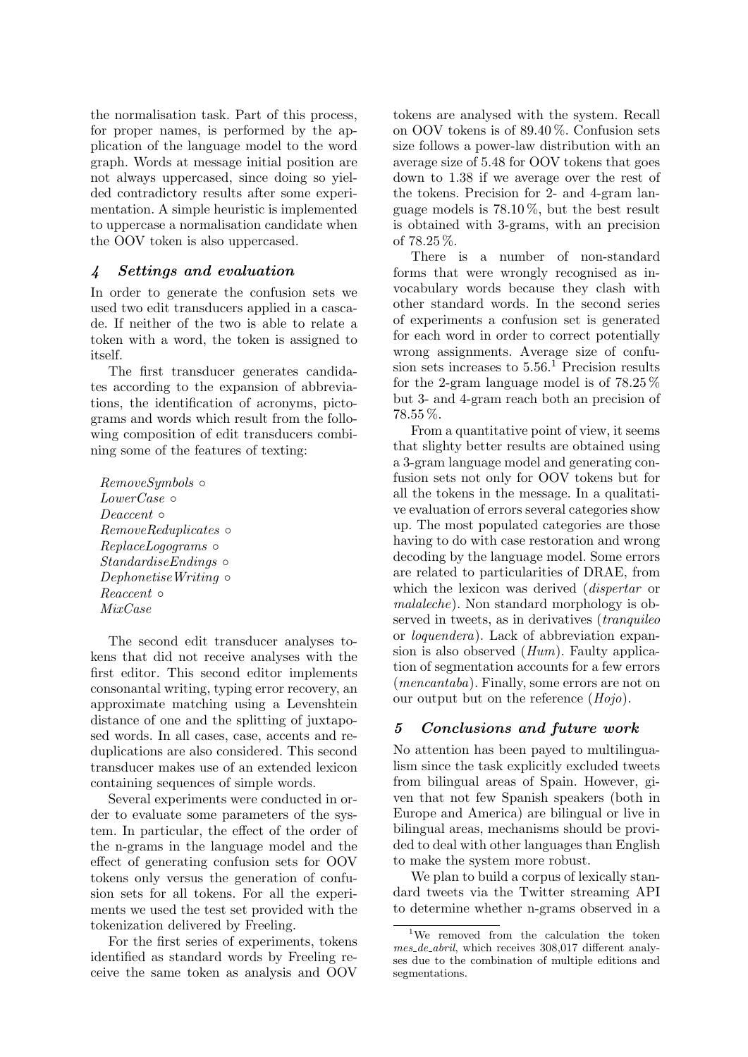the normalisation task. Part of this process, for proper names, is performed by the application of the language model to the word graph. Words at message initial position are not always uppercased, since doing so yielded contradictory results after some experimentation. A simple heuristic is implemented to uppercase a normalisation candidate when the OOV token is also uppercased.

## 4 Settings and evaluation

In order to generate the confusion sets we used two edit transducers applied in a cascade. If neither of the two is able to relate a token with a word, the token is assigned to itself.

The first transducer generates candidates according to the expansion of abbreviations, the identification of acronyms, pictograms and words which result from the following composition of edit transducers combining some of the features of texting:

*RemoveSymbols* ∘
*LowerCase* ∘
*Deaccent* ∘
*RemoveReduplicates* ∘
*ReplaceLogograms* ∘
*StandardiseEndings* ∘
*DephonetiseWriting* ∘
*Reaccent* ∘
*MixCase*

The second edit transducer analyses tokens that did not receive analyses with the first editor. This second editor implements consonantal writing, typing error recovery, an approximate matching using a Levenshtein distance of one and the splitting of juxtaposed words. In all cases, case, accents and reduplications are also considered. This second transducer makes use of an extended lexicon containing sequences of simple words.

Several experiments were conducted in order to evaluate some parameters of the system. In particular, the effect of the order of the n-grams in the language model and the effect of generating confusion sets for OOV tokens only versus the generation of confusion sets for all tokens. For all the experiments we used the test set provided with the tokenization delivered by Freeling.

For the first series of experiments, tokens identified as standard words by Freeling receive the same token as analysis and OOV tokens are analysed with the system. Recall on OOV tokens is of 89.40 %. Confusion sets size follows a power-law distribution with an average size of 5.48 for OOV tokens that goes down to 1.38 if we average over the rest of the tokens. Precision for 2- and 4-gram language models is 78.10 %, but the best result is obtained with 3-grams, with an precision of 78.25 %.

There is a number of non-standard forms that were wrongly recognised as invocabulary words because they clash with other standard words. In the second series of experiments a confusion set is generated for each word in order to correct potentially wrong assignments. Average size of confusion sets increases to 5.56.[1] Precision results for the 2-gram language model is of 78.25 % but 3- and 4-gram reach both an precision of 78.55 %.

From a quantitative point of view, it seems that slighty better results are obtained using a 3-gram language model and generating confusion sets not only for OOV tokens but for all the tokens in the message. In a qualitative evaluation of errors several categories show up. The most populated categories are those having to do with case restoration and wrong decoding by the language model. Some errors are related to particularities of DRAE, from which the lexicon was derived (*dispertar* or *malaleche*). Non standard morphology is observed in tweets, as in derivatives (*tranquileo* or *loquendera*). Lack of abbreviation expansion is also observed (*Hum*). Faulty application of segmentation accounts for a few errors (*mencantaba*). Finally, some errors are not on our output but on the reference (*Hojo*).

## 5 Conclusions and future work

No attention has been payed to multilingualism since the task explicitly excluded tweets from bilingual areas of Spain. However, given that not few Spanish speakers (both in Europe and America) are bilingual or live in bilingual areas, mechanisms should be provided to deal with other languages than English to make the system more robust.

We plan to build a corpus of lexically standard tweets via the Twitter streaming API to determine whether n-grams observed in a

[1] We removed from the calculation the token *mes_de_abril*, which receives 308,017 different analyses due to the combination of multiple editions and segmentations.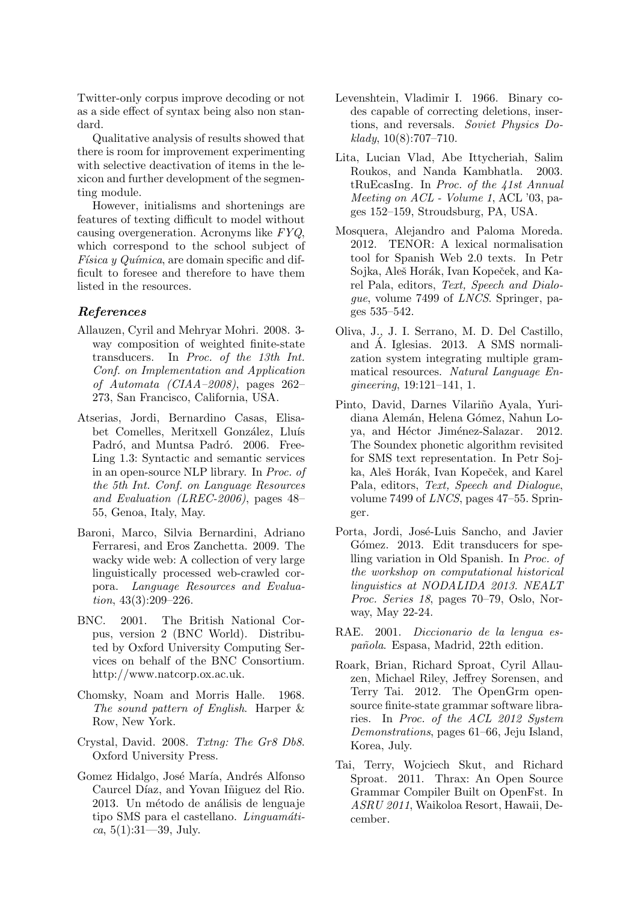Twitter-only corpus improve decoding or not as a side effect of syntax being also non standard.

Qualitative analysis of results showed that there is room for improvement experimenting with selective deactivation of items in the lexicon and further development of the segmenting module.

However, initialisms and shortenings are features of texting difficult to model without causing overgeneration. Acronyms like *FYQ*, which correspond to the school subject of *Física y Química*, are domain specific and difficult to foresee and therefore to have them listed in the resources.

### *References*

Allauzen, Cyril and Mehryar Mohri. 2008. 3-way composition of weighted finite-state transducers. In *Proc. of the 13th Int. Conf. on Implementation and Application of Automata (CIAA–2008)*, pages 262–273, San Francisco, California, USA.

Atserias, Jordi, Bernardino Casas, Elisabet Comelles, Meritxell González, Lluís Padró, and Muntsa Padró. 2006. FreeLing 1.3: Syntactic and semantic services in an open-source NLP library. In *Proc. of the 5th Int. Conf. on Language Resources and Evaluation (LREC-2006)*, pages 48–55, Genoa, Italy, May.

Baroni, Marco, Silvia Bernardini, Adriano Ferraresi, and Eros Zanchetta. 2009. The wacky wide web: A collection of very large linguistically processed web-crawled corpora. *Language Resources and Evaluation*, 43(3):209–226.

BNC. 2001. The British National Corpus, version 2 (BNC World). Distributed by Oxford University Computing Services on behalf of the BNC Consortium. http://www.natcorp.ox.ac.uk.

Chomsky, Noam and Morris Halle. 1968. *The sound pattern of English*. Harper & Row, New York.

Crystal, David. 2008. *Txtng: The Gr8 Db8*. Oxford University Press.

Gomez Hidalgo, José María, Andrés Alfonso Caurcel Díaz, and Yovan Iñiguez del Rio. 2013. Un método de análisis de lenguaje tipo SMS para el castellano. *Linguamática*, 5(1):31—39, July.

Levenshtein, Vladimir I. 1966. Binary codes capable of correcting deletions, insertions, and reversals. *Soviet Physics Doklady*, 10(8):707–710.

Lita, Lucian Vlad, Abe Ittycheriah, Salim Roukos, and Nanda Kambhatla. 2003. tRuEcasIng. In *Proc. of the 41st Annual Meeting on ACL - Volume 1*, ACL '03, pages 152–159, Stroudsburg, PA, USA.

Mosquera, Alejandro and Paloma Moreda. 2012. TENOR: A lexical normalisation tool for Spanish Web 2.0 texts. In Petr Sojka, Aleš Horák, Ivan Kopeček, and Karel Pala, editors, *Text, Speech and Dialogue*, volume 7499 of *LNCS*. Springer, pages 535–542.

Oliva, J., J. I. Serrano, M. D. Del Castillo, and Á. Iglesias. 2013. A SMS normalization system integrating multiple grammatical resources. *Natural Language Engineering*, 19:121–141, 1.

Pinto, David, Darnes Vilariño Ayala, Yuridiana Alemán, Helena Gómez, Nahun Loya, and Héctor Jiménez-Salazar. 2012. The Soundex phonetic algorithm revisited for SMS text representation. In Petr Sojka, Aleš Horák, Ivan Kopeček, and Karel Pala, editors, *Text, Speech and Dialogue*, volume 7499 of *LNCS*, pages 47–55. Springer.

Porta, Jordi, José-Luis Sancho, and Javier Gómez. 2013. Edit transducers for spelling variation in Old Spanish. In *Proc. of the workshop on computational historical linguistics at NODALIDA 2013. NEALT Proc. Series 18*, pages 70–79, Oslo, Norway, May 22-24.

RAE. 2001. *Diccionario de la lengua española*. Espasa, Madrid, 22th edition.

Roark, Brian, Richard Sproat, Cyril Allauzen, Michael Riley, Jeffrey Sorensen, and Terry Tai. 2012. The OpenGrm open-source finite-state grammar software libraries. In *Proc. of the ACL 2012 System Demonstrations*, pages 61–66, Jeju Island, Korea, July.

Tai, Terry, Wojciech Skut, and Richard Sproat. 2011. Thrax: An Open Source Grammar Compiler Built on OpenFst. In *ASRU 2011*, Waikoloa Resort, Hawaii, December.